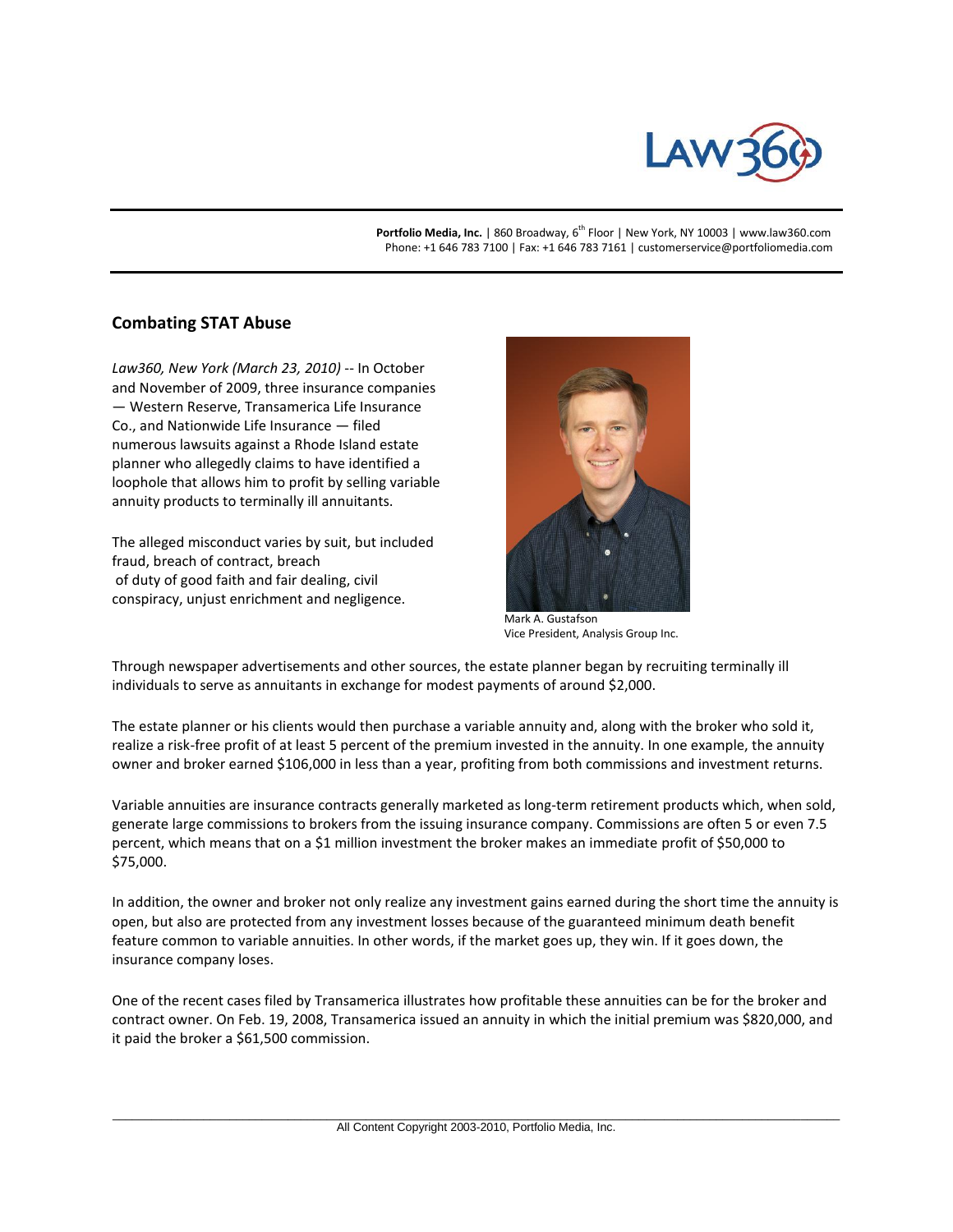# Combating STAT Abuse

*Law360, New York (March 23, 2010)* -- In October and November of 2009, three insurance companies — Western Reserve, Transamerica Life Insurance Co., and Nationwide Life Insurance — filed numerous lawsuits against a Rhode Island estate planner who allegedly claims to have identified a loophole that allows him to profit by selling variable annuity products to terminally ill annuitants.

The alleged misconduct varies by suit, but included fraud, breach of contract, breach of duty of good faith and fair dealing, civil conspiracy, unjust enrichment and negligence.

Mark A. Gustafson
Vice President, Analysis Group Inc.

Through newspaper advertisements and other sources, the estate planner began by recruiting terminally ill individuals to serve as annuitants in exchange for modest payments of around $2,000.

The estate planner or his clients would then purchase a variable annuity and, along with the broker who sold it, realize a risk-free profit of at least 5 percent of the premium invested in the annuity. In one example, the annuity owner and broker earned $106,000 in less than a year, profiting from both commissions and investment returns.

Variable annuities are insurance contracts generally marketed as long-term retirement products which, when sold, generate large commissions to brokers from the issuing insurance company. Commissions are often 5 or even 7.5 percent, which means that on a $1 million investment the broker makes an immediate profit of $50,000 to $75,000.

In addition, the owner and broker not only realize any investment gains earned during the short time the annuity is open, but also are protected from any investment losses because of the guaranteed minimum death benefit feature common to variable annuities. In other words, if the market goes up, they win. If it goes down, the insurance company loses.

One of the recent cases filed by Transamerica illustrates how profitable these annuities can be for the broker and contract owner. On Feb. 19, 2008, Transamerica issued an annuity in which the initial premium was $820,000, and it paid the broker a $61,500 commission.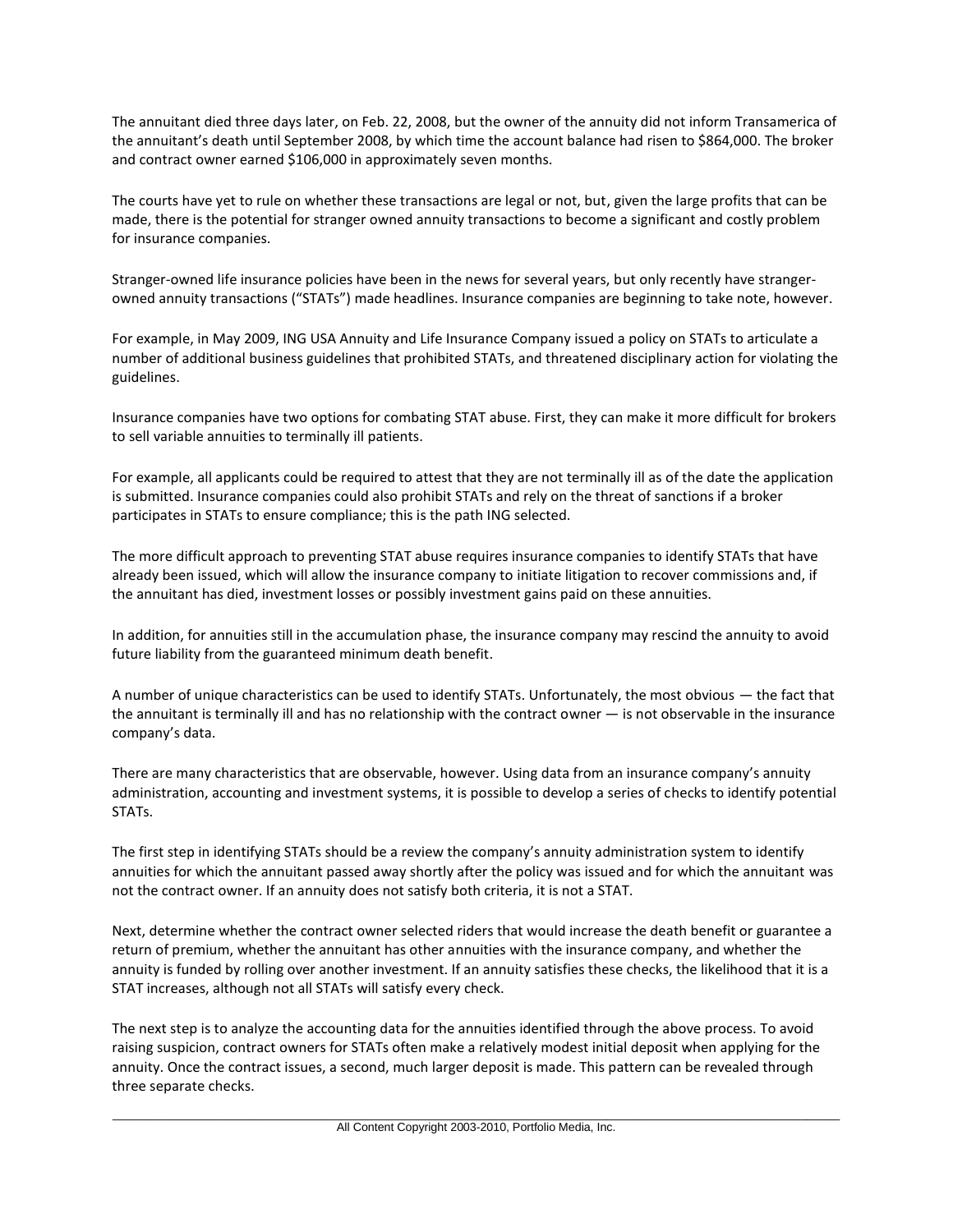The annuitant died three days later, on Feb. 22, 2008, but the owner of the annuity did not inform Transamerica of the annuitant's death until September 2008, by which time the account balance had risen to $864,000. The broker and contract owner earned $106,000 in approximately seven months.

The courts have yet to rule on whether these transactions are legal or not, but, given the large profits that can be made, there is the potential for stranger owned annuity transactions to become a significant and costly problem for insurance companies.

Stranger-owned life insurance policies have been in the news for several years, but only recently have stranger-owned annuity transactions ("STATs") made headlines. Insurance companies are beginning to take note, however.

For example, in May 2009, ING USA Annuity and Life Insurance Company issued a policy on STATs to articulate a number of additional business guidelines that prohibited STATs, and threatened disciplinary action for violating the guidelines.

Insurance companies have two options for combating STAT abuse. First, they can make it more difficult for brokers to sell variable annuities to terminally ill patients.

For example, all applicants could be required to attest that they are not terminally ill as of the date the application is submitted. Insurance companies could also prohibit STATs and rely on the threat of sanctions if a broker participates in STATs to ensure compliance; this is the path ING selected.

The more difficult approach to preventing STAT abuse requires insurance companies to identify STATs that have already been issued, which will allow the insurance company to initiate litigation to recover commissions and, if the annuitant has died, investment losses or possibly investment gains paid on these annuities.

In addition, for annuities still in the accumulation phase, the insurance company may rescind the annuity to avoid future liability from the guaranteed minimum death benefit.

A number of unique characteristics can be used to identify STATs. Unfortunately, the most obvious — the fact that the annuitant is terminally ill and has no relationship with the contract owner — is not observable in the insurance company's data.

There are many characteristics that are observable, however. Using data from an insurance company's annuity administration, accounting and investment systems, it is possible to develop a series of checks to identify potential STATs.

The first step in identifying STATs should be a review the company's annuity administration system to identify annuities for which the annuitant passed away shortly after the policy was issued and for which the annuitant was not the contract owner. If an annuity does not satisfy both criteria, it is not a STAT.

Next, determine whether the contract owner selected riders that would increase the death benefit or guarantee a return of premium, whether the annuitant has other annuities with the insurance company, and whether the annuity is funded by rolling over another investment. If an annuity satisfies these checks, the likelihood that it is a STAT increases, although not all STATs will satisfy every check.

The next step is to analyze the accounting data for the annuities identified through the above process. To avoid raising suspicion, contract owners for STATs often make a relatively modest initial deposit when applying for the annuity. Once the contract issues, a second, much larger deposit is made. This pattern can be revealed through three separate checks.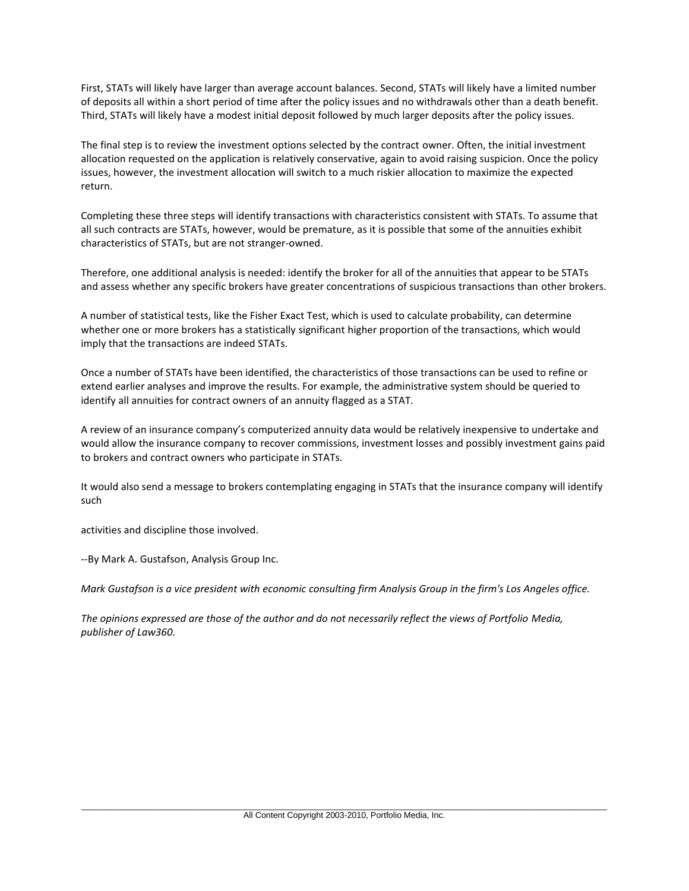First, STATs will likely have larger than average account balances. Second, STATs will likely have a limited number of deposits all within a short period of time after the policy issues and no withdrawals other than a death benefit. Third, STATs will likely have a modest initial deposit followed by much larger deposits after the policy issues.

The final step is to review the investment options selected by the contract owner. Often, the initial investment allocation requested on the application is relatively conservative, again to avoid raising suspicion. Once the policy issues, however, the investment allocation will switch to a much riskier allocation to maximize the expected return.

Completing these three steps will identify transactions with characteristics consistent with STATs. To assume that all such contracts are STATs, however, would be premature, as it is possible that some of the annuities exhibit characteristics of STATs, but are not stranger-owned.

Therefore, one additional analysis is needed: identify the broker for all of the annuities that appear to be STATs and assess whether any specific brokers have greater concentrations of suspicious transactions than other brokers.

A number of statistical tests, like the Fisher Exact Test, which is used to calculate probability, can determine whether one or more brokers has a statistically significant higher proportion of the transactions, which would imply that the transactions are indeed STATs.

Once a number of STATs have been identified, the characteristics of those transactions can be used to refine or extend earlier analyses and improve the results. For example, the administrative system should be queried to identify all annuities for contract owners of an annuity flagged as a STAT.

A review of an insurance company's computerized annuity data would be relatively inexpensive to undertake and would allow the insurance company to recover commissions, investment losses and possibly investment gains paid to brokers and contract owners who participate in STATs.

It would also send a message to brokers contemplating engaging in STATs that the insurance company will identify such activities and discipline those involved.

--By Mark A. Gustafson, Analysis Group Inc.

*Mark Gustafson is a vice president with economic consulting firm Analysis Group in the firm's Los Angeles office.*

*The opinions expressed are those of the author and do not necessarily reflect the views of Portfolio Media, publisher of Law360.*